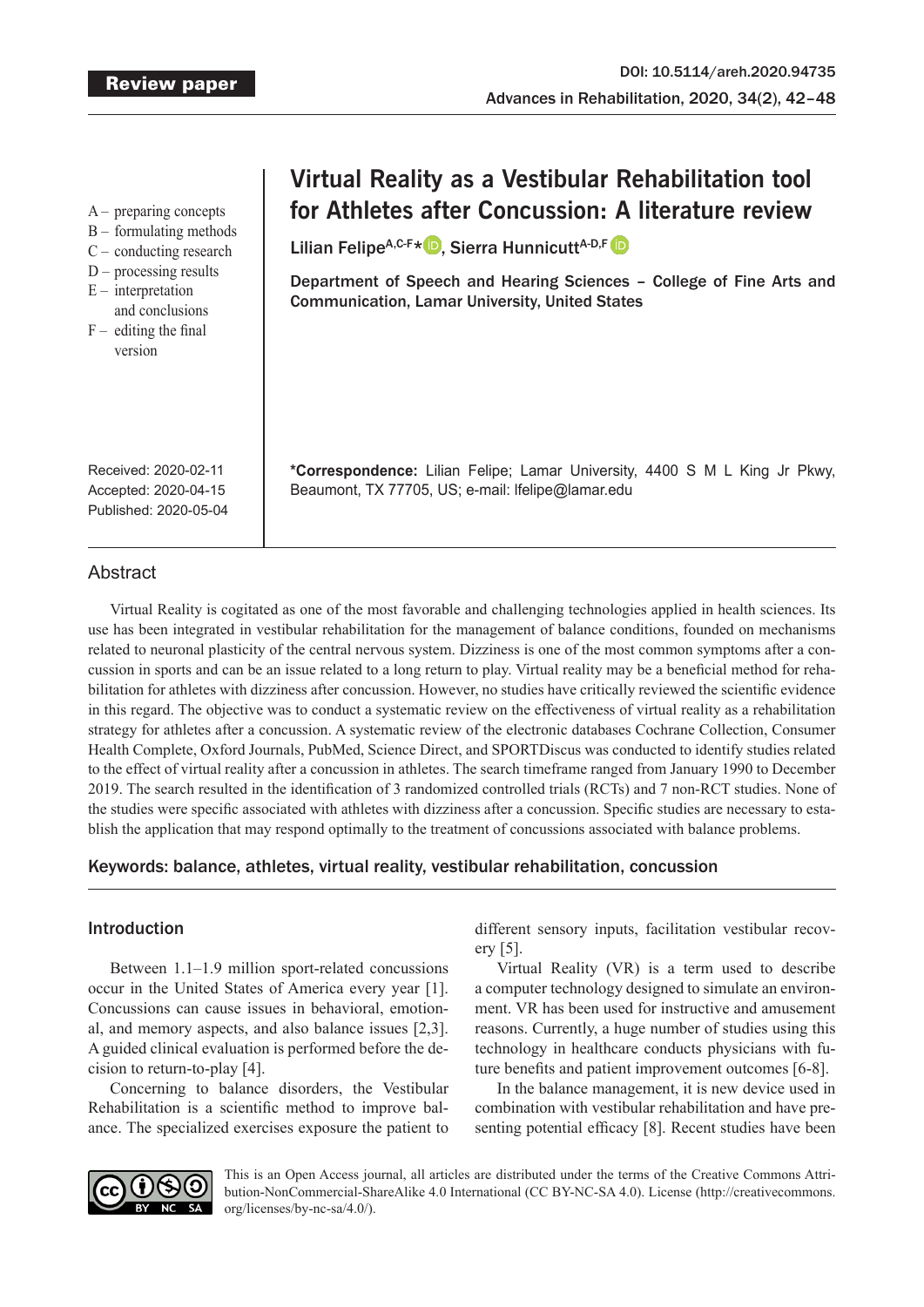Review paper

DOI: 10.5114/areh.2020.94735

# Virtual Reality as a Vestibular Rehabilitation tool for Athletes after Concussion: A literature review

**Lilian Felipe[A,C-F]*, Sierra Hunnicutt[A-D,F]**

Department of Speech and Hearing Sciences – College of Fine Arts and Communication, Lamar University, United States

A – preparing concepts
B – formulating methods
C – conducting research
D – processing results
E – interpretation and conclusions
F – editing the final version

Received: 2020-02-11
Accepted: 2020-04-15
Published: 2020-05-04

**\*Correspondence:** Lilian Felipe; Lamar University, 4400 S M L King Jr Pkwy, Beaumont, TX 77705, US; e-mail: lfelipe@lamar.edu

## Abstract

Virtual Reality is cogitated as one of the most favorable and challenging technologies applied in health sciences. Its use has been integrated in vestibular rehabilitation for the management of balance conditions, founded on mechanisms related to neuronal plasticity of the central nervous system. Dizziness is one of the most common symptoms after a concussion in sports and can be an issue related to a long return to play. Virtual reality may be a beneficial method for rehabilitation for athletes with dizziness after concussion. However, no studies have critically reviewed the scientific evidence in this regard. The objective was to conduct a systematic review on the effectiveness of virtual reality as a rehabilitation strategy for athletes after a concussion. A systematic review of the electronic databases Cochrane Collection, Consumer Health Complete, Oxford Journals, PubMed, Science Direct, and SPORTDiscus was conducted to identify studies related to the effect of virtual reality after a concussion in athletes. The search timeframe ranged from January 1990 to December 2019. The search resulted in the identification of 3 randomized controlled trials (RCTs) and 7 non-RCT studies. None of the studies were specific associated with athletes with dizziness after a concussion. Specific studies are necessary to establish the application that may respond optimally to the treatment of concussions associated with balance problems.

**Keywords: balance, athletes, virtual reality, vestibular rehabilitation, concussion**

## Introduction

Between 1.1–1.9 million sport-related concussions occur in the United States of America every year [1]. Concussions can cause issues in behavioral, emotional, and memory aspects, and also balance issues [2,3]. A guided clinical evaluation is performed before the decision to return-to-play [4].

Concerning to balance disorders, the Vestibular Rehabilitation is a scientific method to improve balance. The specialized exercises exposure the patient to different sensory inputs, facilitation vestibular recovery [5].

Virtual Reality (VR) is a term used to describe a computer technology designed to simulate an environment. VR has been used for instructive and amusement reasons. Currently, a huge number of studies using this technology in healthcare conducts physicians with future benefits and patient improvement outcomes [6-8].

In the balance management, it is new device used in combination with vestibular rehabilitation and have presenting potential efficacy [8]. Recent studies have been

This is an Open Access journal, all articles are distributed under the terms of the Creative Commons Attribution-NonCommercial-ShareAlike 4.0 International (CC BY-NC-SA 4.0). License (http://creativecommons.org/licenses/by-nc-sa/4.0/).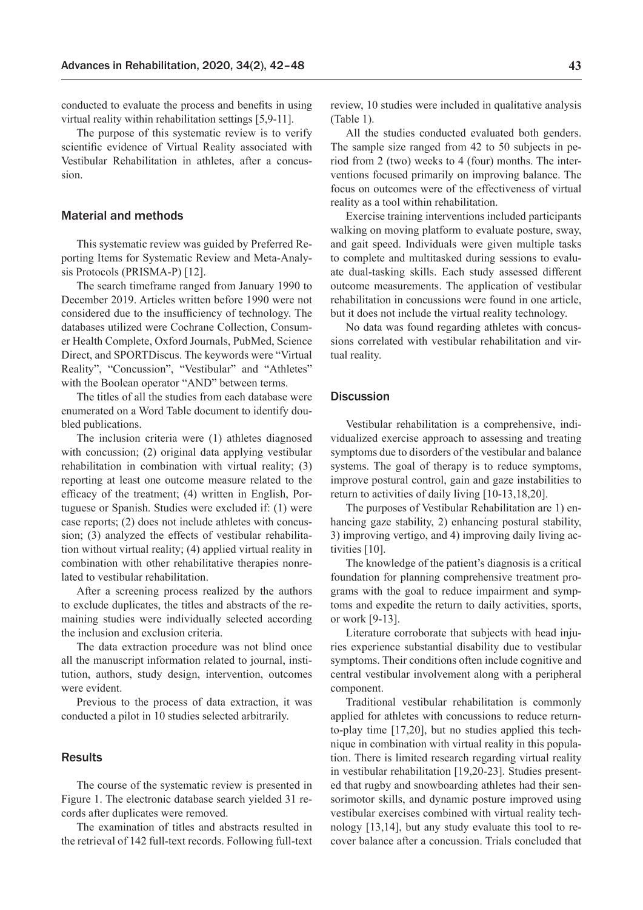conducted to evaluate the process and benefits in using virtual reality within rehabilitation settings [5,9-11].

The purpose of this systematic review is to verify scientific evidence of Virtual Reality associated with Vestibular Rehabilitation in athletes, after a concussion.

## Material and methods

This systematic review was guided by Preferred Reporting Items for Systematic Review and Meta-Analysis Protocols (PRISMA-P) [12].

The search timeframe ranged from January 1990 to December 2019. Articles written before 1990 were not considered due to the insufficiency of technology. The databases utilized were Cochrane Collection, Consumer Health Complete, Oxford Journals, PubMed, Science Direct, and SPORTDiscus. The keywords were "Virtual Reality", "Concussion", "Vestibular" and "Athletes" with the Boolean operator "AND" between terms.

The titles of all the studies from each database were enumerated on a Word Table document to identify doubled publications.

The inclusion criteria were (1) athletes diagnosed with concussion; (2) original data applying vestibular rehabilitation in combination with virtual reality; (3) reporting at least one outcome measure related to the efficacy of the treatment; (4) written in English, Portuguese or Spanish. Studies were excluded if: (1) were case reports; (2) does not include athletes with concussion; (3) analyzed the effects of vestibular rehabilitation without virtual reality; (4) applied virtual reality in combination with other rehabilitative therapies nonrelated to vestibular rehabilitation.

After a screening process realized by the authors to exclude duplicates, the titles and abstracts of the remaining studies were individually selected according the inclusion and exclusion criteria.

The data extraction procedure was not blind once all the manuscript information related to journal, institution, authors, study design, intervention, outcomes were evident.

Previous to the process of data extraction, it was conducted a pilot in 10 studies selected arbitrarily.

## Results

The course of the systematic review is presented in Figure 1. The electronic database search yielded 31 records after duplicates were removed.

The examination of titles and abstracts resulted in the retrieval of 142 full-text records. Following full-text review, 10 studies were included in qualitative analysis (Table 1).

All the studies conducted evaluated both genders. The sample size ranged from 42 to 50 subjects in period from 2 (two) weeks to 4 (four) months. The interventions focused primarily on improving balance. The focus on outcomes were of the effectiveness of virtual reality as a tool within rehabilitation.

Exercise training interventions included participants walking on moving platform to evaluate posture, sway, and gait speed. Individuals were given multiple tasks to complete and multitasked during sessions to evaluate dual-tasking skills. Each study assessed different outcome measurements. The application of vestibular rehabilitation in concussions were found in one article, but it does not include the virtual reality technology.

No data was found regarding athletes with concussions correlated with vestibular rehabilitation and virtual reality.

## Discussion

Vestibular rehabilitation is a comprehensive, individualized exercise approach to assessing and treating symptoms due to disorders of the vestibular and balance systems. The goal of therapy is to reduce symptoms, improve postural control, gain and gaze instabilities to return to activities of daily living [10-13,18,20].

The purposes of Vestibular Rehabilitation are 1) enhancing gaze stability, 2) enhancing postural stability, 3) improving vertigo, and 4) improving daily living activities [10].

The knowledge of the patient's diagnosis is a critical foundation for planning comprehensive treatment programs with the goal to reduce impairment and symptoms and expedite the return to daily activities, sports, or work [9-13].

Literature corroborate that subjects with head injuries experience substantial disability due to vestibular symptoms. Their conditions often include cognitive and central vestibular involvement along with a peripheral component.

Traditional vestibular rehabilitation is commonly applied for athletes with concussions to reduce return-to-play time [17,20], but no studies applied this technique in combination with virtual reality in this population. There is limited research regarding virtual reality in vestibular rehabilitation [19,20-23]. Studies presented that rugby and snowboarding athletes had their sensorimotor skills, and dynamic posture improved using vestibular exercises combined with virtual reality technology [13,14], but any study evaluate this tool to recover balance after a concussion. Trials concluded that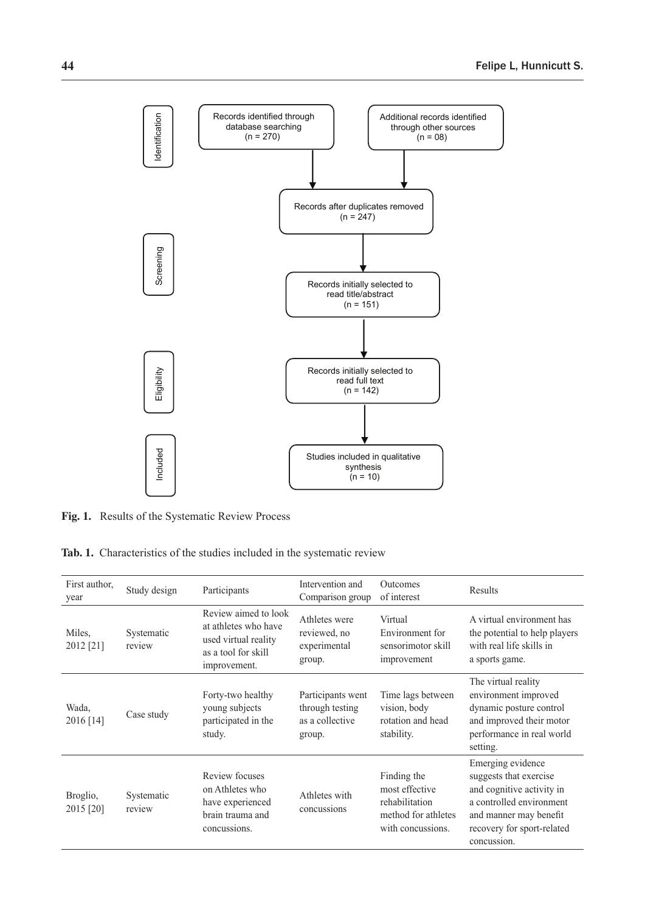Identification

Records identified through database searching (n = 270)

Additional records identified through other sources (n = 08)

Records after duplicates removed (n = 247)

Screening

Records initially selected to read title/abstract (n = 151)

Eligibility

Records initially selected to read full text (n = 142)

Included

Studies included in qualitative synthesis (n = 10)

**Fig. 1.** Results of the Systematic Review Process

**Tab. 1.** Characteristics of the studies included in the systematic review

| First author, year | Study design | Participants | Intervention and Comparison group | Outcomes of interest | Results |
|---|---|---|---|---|---|
| Miles, 2012 [21] | Systematic review | Review aimed to look at athletes who have used virtual reality as a tool for skill improvement. | Athletes were reviewed, no experimental group. | Virtual Environment for sensorimotor skill improvement | A virtual environment has the potential to help players with real life skills in a sports game. |
| Wada, 2016 [14] | Case study | Forty-two healthy young subjects participated in the study. | Participants went through testing as a collective group. | Time lags between vision, body rotation and head stability. | The virtual reality environment improved dynamic posture control and improved their motor performance in real world setting. |
| Broglio, 2015 [20] | Systematic review | Review focuses on Athletes who have experienced brain trauma and concussions. | Athletes with concussions | Finding the most effective rehabilitation method for athletes with concussions. | Emerging evidence suggests that exercise and cognitive activity in a controlled environment and manner may benefit recovery for sport-related concussion. |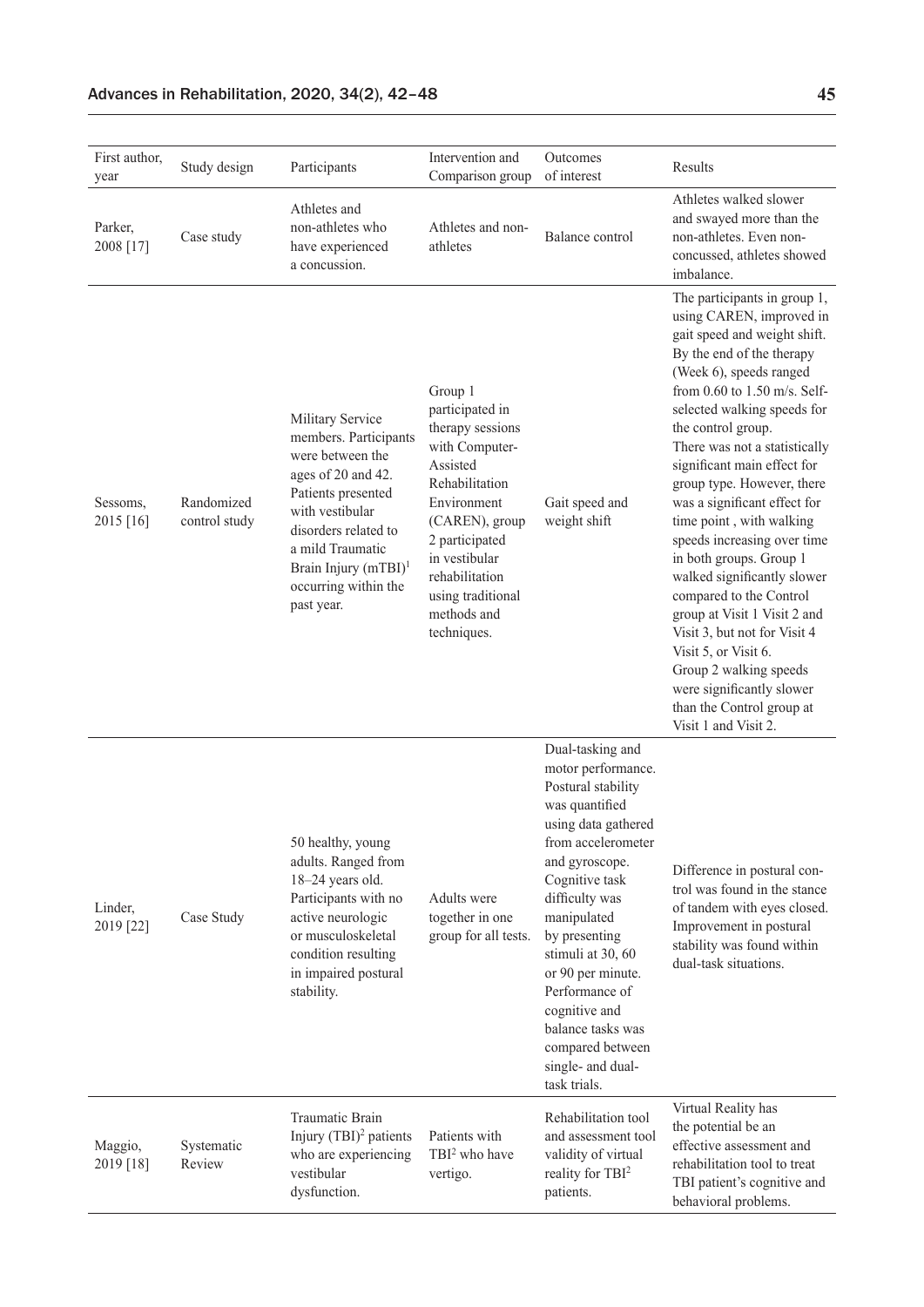| First author, year | Study design | Participants | Intervention and Comparison group | Outcomes of interest | Results |
|---|---|---|---|---|---|
| Parker, 2008 [17] | Case study | Athletes and non-athletes who have experienced a concussion. | Athletes and non-athletes | Balance control | Athletes walked slower and swayed more than the non-athletes. Even non-concussed, athletes showed imbalance. |
| Sessoms, 2015 [16] | Randomized control study | Military Service members. Participants were between the ages of 20 and 42. Patients presented with vestibular disorders related to a mild Traumatic Brain Injury (mTBI)[1] occurring within the past year. | Group 1 participated in therapy sessions with Computer-Assisted Rehabilitation Environment (CAREN), group 2 participated in vestibular rehabilitation using traditional methods and techniques. | Gait speed and weight shift | The participants in group 1, using CAREN, improved in gait speed and weight shift. By the end of the therapy (Week 6), speeds ranged from 0.60 to 1.50 m/s. Self-selected walking speeds for the control group. There was not a statistically significant main effect for group type. However, there was a significant effect for time point , with walking speeds increasing over time in both groups. Group 1 walked significantly slower compared to the Control group at Visit 1 Visit 2 and Visit 3, but not for Visit 4 Visit 5, or Visit 6. Group 2 walking speeds were significantly slower than the Control group at Visit 1 and Visit 2. |
| Linder, 2019 [22] | Case Study | 50 healthy, young adults. Ranged from 18–24 years old. Participants with no active neurologic or musculoskeletal condition resulting in impaired postural stability. | Adults were together in one group for all tests. | Dual-tasking and motor performance. Postural stability was quantified using data gathered from accelerometer and gyroscope. Cognitive task difficulty was manipulated by presenting stimuli at 30, 60 or 90 per minute. Performance of cognitive and balance tasks was compared between single- and dual-task trials. | Difference in postural control was found in the stance of tandem with eyes closed. Improvement in postural stability was found within dual-task situations. |
| Maggio, 2019 [18] | Systematic Review | Traumatic Brain Injury (TBI)[2] patients who are experiencing vestibular dysfunction. | Patients with TBI[2] who have vertigo. | Rehabilitation tool and assessment tool validity of virtual reality for TBI[2] patients. | Virtual Reality has the potential be an effective assessment and rehabilitation tool to treat TBI patient's cognitive and behavioral problems. |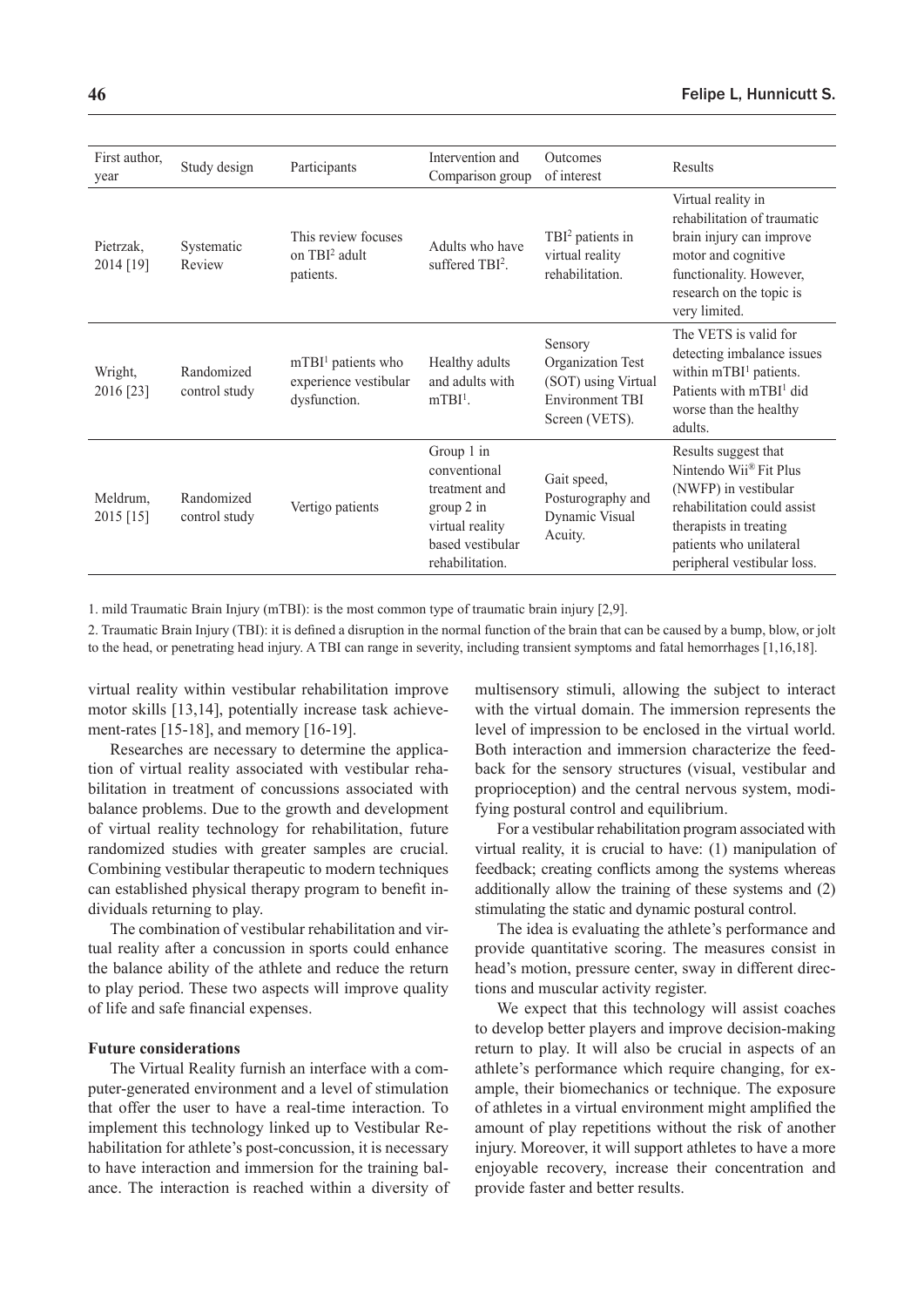| First author, year | Study design | Participants | Intervention and Comparison group | Outcomes of interest | Results |
|---|---|---|---|---|---|
| Pietrzak, 2014 [19] | Systematic Review | This review focuses on TBI[2] adult patients. | Adults who have suffered TBI[2]. | TBI[2] patients in virtual reality rehabilitation. | Virtual reality in rehabilitation of traumatic brain injury can improve motor and cognitive functionality. However, research on the topic is very limited. |
| Wright, 2016 [23] | Randomized control study | mTBI[1] patients who experience vestibular dysfunction. | Healthy adults and adults with mTBI[1]. | Sensory Organization Test (SOT) using Virtual Environment TBI Screen (VETS). | The VETS is valid for detecting imbalance issues within mTBI[1] patients. Patients with mTBI[1] did worse than the healthy adults. |
| Meldrum, 2015 [15] | Randomized control study | Vertigo patients | Group 1 in conventional treatment and group 2 in virtual reality based vestibular rehabilitation. | Gait speed, Posturography and Dynamic Visual Acuity. | Results suggest that Nintendo Wii® Fit Plus (NWFP) in vestibular rehabilitation could assist therapists in treating patients who unilateral peripheral vestibular loss. |

1. mild Traumatic Brain Injury (mTBI): is the most common type of traumatic brain injury [2,9].

2. Traumatic Brain Injury (TBI): it is defined a disruption in the normal function of the brain that can be caused by a bump, blow, or jolt to the head, or penetrating head injury. A TBI can range in severity, including transient symptoms and fatal hemorrhages [1,16,18].

virtual reality within vestibular rehabilitation improve motor skills [13,14], potentially increase task achievement-rates [15-18], and memory [16-19].

Researches are necessary to determine the application of virtual reality associated with vestibular rehabilitation in treatment of concussions associated with balance problems. Due to the growth and development of virtual reality technology for rehabilitation, future randomized studies with greater samples are crucial. Combining vestibular therapeutic to modern techniques can established physical therapy program to benefit individuals returning to play.

The combination of vestibular rehabilitation and virtual reality after a concussion in sports could enhance the balance ability of the athlete and reduce the return to play period. These two aspects will improve quality of life and safe financial expenses.

**Future considerations**

The Virtual Reality furnish an interface with a computer-generated environment and a level of stimulation that offer the user to have a real-time interaction. To implement this technology linked up to Vestibular Rehabilitation for athlete's post-concussion, it is necessary to have interaction and immersion for the training balance. The interaction is reached within a diversity of multisensory stimuli, allowing the subject to interact with the virtual domain. The immersion represents the level of impression to be enclosed in the virtual world. Both interaction and immersion characterize the feedback for the sensory structures (visual, vestibular and proprioception) and the central nervous system, modifying postural control and equilibrium.

For a vestibular rehabilitation program associated with virtual reality, it is crucial to have: (1) manipulation of feedback; creating conflicts among the systems whereas additionally allow the training of these systems and (2) stimulating the static and dynamic postural control.

The idea is evaluating the athlete's performance and provide quantitative scoring. The measures consist in head's motion, pressure center, sway in different directions and muscular activity register.

We expect that this technology will assist coaches to develop better players and improve decision-making return to play. It will also be crucial in aspects of an athlete's performance which require changing, for example, their biomechanics or technique. The exposure of athletes in a virtual environment might amplified the amount of play repetitions without the risk of another injury. Moreover, it will support athletes to have a more enjoyable recovery, increase their concentration and provide faster and better results.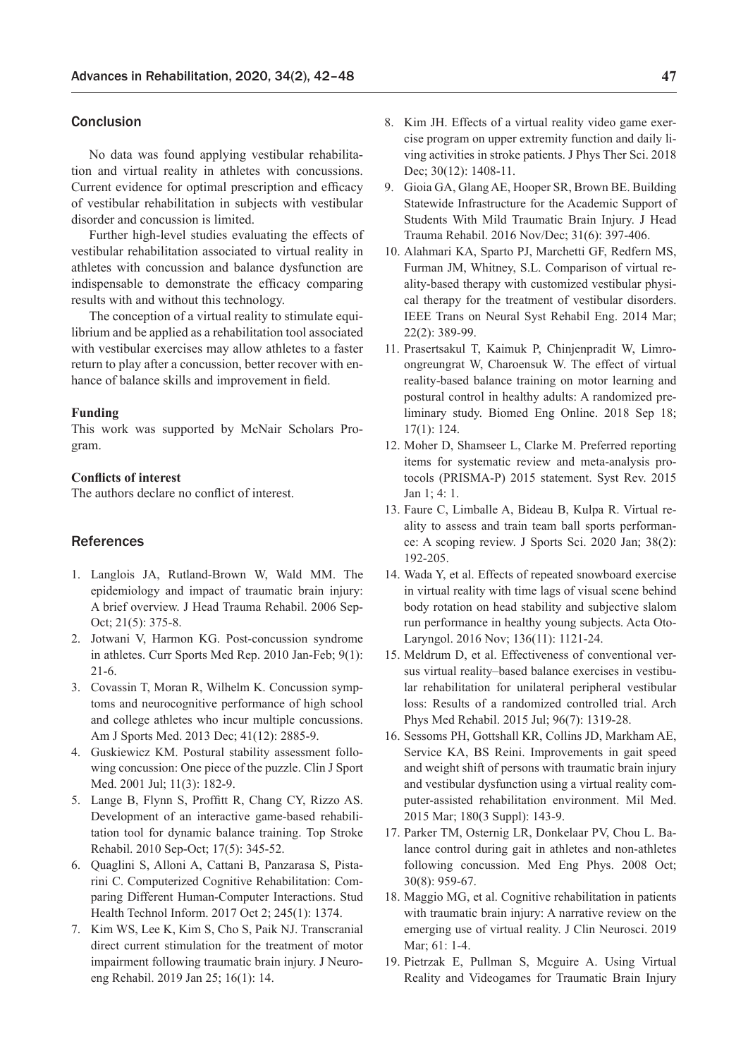## Conclusion

No data was found applying vestibular rehabilitation and virtual reality in athletes with concussions. Current evidence for optimal prescription and efficacy of vestibular rehabilitation in subjects with vestibular disorder and concussion is limited.

Further high-level studies evaluating the effects of vestibular rehabilitation associated to virtual reality in athletes with concussion and balance dysfunction are indispensable to demonstrate the efficacy comparing results with and without this technology.

The conception of a virtual reality to stimulate equilibrium and be applied as a rehabilitation tool associated with vestibular exercises may allow athletes to a faster return to play after a concussion, better recover with enhance of balance skills and improvement in field.

**Funding**

This work was supported by McNair Scholars Program.

**Conflicts of interest**

The authors declare no conflict of interest.

## References

1. Langlois JA, Rutland-Brown W, Wald MM. The epidemiology and impact of traumatic brain injury: A brief overview. J Head Trauma Rehabil. 2006 Sep-Oct; 21(5): 375-8.
2. Jotwani V, Harmon KG. Post-concussion syndrome in athletes. Curr Sports Med Rep. 2010 Jan-Feb; 9(1): 21-6.
3. Covassin T, Moran R, Wilhelm K. Concussion symptoms and neurocognitive performance of high school and college athletes who incur multiple concussions. Am J Sports Med. 2013 Dec; 41(12): 2885-9.
4. Guskiewicz KM. Postural stability assessment following concussion: One piece of the puzzle. Clin J Sport Med. 2001 Jul; 11(3): 182-9.
5. Lange B, Flynn S, Proffitt R, Chang CY, Rizzo AS. Development of an interactive game-based rehabilitation tool for dynamic balance training. Top Stroke Rehabil. 2010 Sep-Oct; 17(5): 345-52.
6. Quaglini S, Alloni A, Cattani B, Panzarasa S, Pistarini C. Computerized Cognitive Rehabilitation: Comparing Different Human-Computer Interactions. Stud Health Technol Inform. 2017 Oct 2; 245(1): 1374.
7. Kim WS, Lee K, Kim S, Cho S, Paik NJ. Transcranial direct current stimulation for the treatment of motor impairment following traumatic brain injury. J Neuroeng Rehabil. 2019 Jan 25; 16(1): 14.
8. Kim JH. Effects of a virtual reality video game exercise program on upper extremity function and daily living activities in stroke patients. J Phys Ther Sci. 2018 Dec; 30(12): 1408-11.
9. Gioia GA, Glang AE, Hooper SR, Brown BE. Building Statewide Infrastructure for the Academic Support of Students With Mild Traumatic Brain Injury. J Head Trauma Rehabil. 2016 Nov/Dec; 31(6): 397-406.
10. Alahmari KA, Sparto PJ, Marchetti GF, Redfern MS, Furman JM, Whitney, S.L. Comparison of virtual reality-based therapy with customized vestibular physical therapy for the treatment of vestibular disorders. IEEE Trans on Neural Syst Rehabil Eng. 2014 Mar; 22(2): 389-99.
11. Prasertsakul T, Kaimuk P, Chinjenpradit W, Limroongreungrat W, Charoensuk W. The effect of virtual reality-based balance training on motor learning and postural control in healthy adults: A randomized preliminary study. Biomed Eng Online. 2018 Sep 18; 17(1): 124.
12. Moher D, Shamseer L, Clarke M. Preferred reporting items for systematic review and meta-analysis protocols (PRISMA-P) 2015 statement. Syst Rev. 2015 Jan 1; 4: 1.
13. Faure C, Limballe A, Bideau B, Kulpa R. Virtual reality to assess and train team ball sports performance: A scoping review. J Sports Sci. 2020 Jan; 38(2): 192-205.
14. Wada Y, et al. Effects of repeated snowboard exercise in virtual reality with time lags of visual scene behind body rotation on head stability and subjective slalom run performance in healthy young subjects. Acta Oto-Laryngol. 2016 Nov; 136(11): 1121-24.
15. Meldrum D, et al. Effectiveness of conventional versus virtual reality–based balance exercises in vestibular rehabilitation for unilateral peripheral vestibular loss: Results of a randomized controlled trial. Arch Phys Med Rehabil. 2015 Jul; 96(7): 1319-28.
16. Sessoms PH, Gottshall KR, Collins JD, Markham AE, Service KA, BS Reini. Improvements in gait speed and weight shift of persons with traumatic brain injury and vestibular dysfunction using a virtual reality computer-assisted rehabilitation environment. Mil Med. 2015 Mar; 180(3 Suppl): 143-9.
17. Parker TM, Osternig LR, Donkelaar PV, Chou L. Balance control during gait in athletes and non-athletes following concussion. Med Eng Phys. 2008 Oct; 30(8): 959-67.
18. Maggio MG, et al. Cognitive rehabilitation in patients with traumatic brain injury: A narrative review on the emerging use of virtual reality. J Clin Neurosci. 2019 Mar; 61: 1-4.
19. Pietrzak E, Pullman S, Mcguire A. Using Virtual Reality and Videogames for Traumatic Brain Injury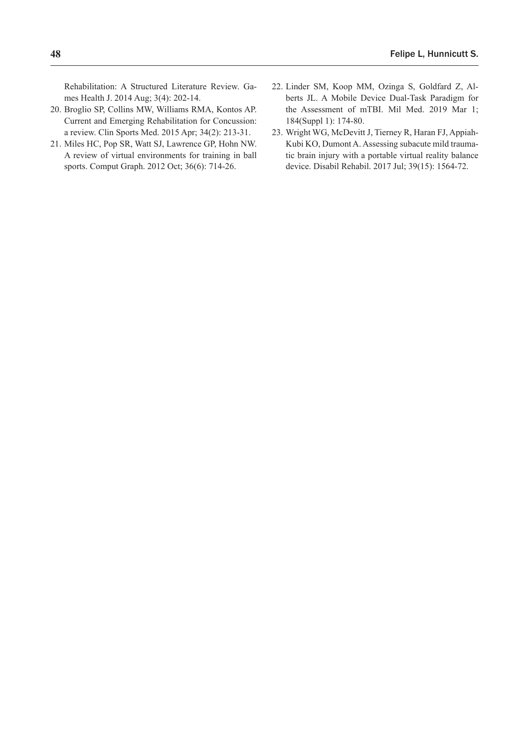Rehabilitation: A Structured Literature Review. Games Health J. 2014 Aug; 3(4): 202-14.

20. Broglio SP, Collins MW, Williams RMA, Kontos AP. Current and Emerging Rehabilitation for Concussion: a review. Clin Sports Med. 2015 Apr; 34(2): 213-31.
21. Miles HC, Pop SR, Watt SJ, Lawrence GP, Hohn NW. A review of virtual environments for training in ball sports. Comput Graph. 2012 Oct; 36(6): 714-26.
22. Linder SM, Koop MM, Ozinga S, Goldfard Z, Alberts JL. A Mobile Device Dual-Task Paradigm for the Assessment of mTBI. Mil Med. 2019 Mar 1; 184(Suppl 1): 174-80.
23. Wright WG, McDevitt J, Tierney R, Haran FJ, Appiah-Kubi KO, Dumont A. Assessing subacute mild traumatic brain injury with a portable virtual reality balance device. Disabil Rehabil. 2017 Jul; 39(15): 1564-72.